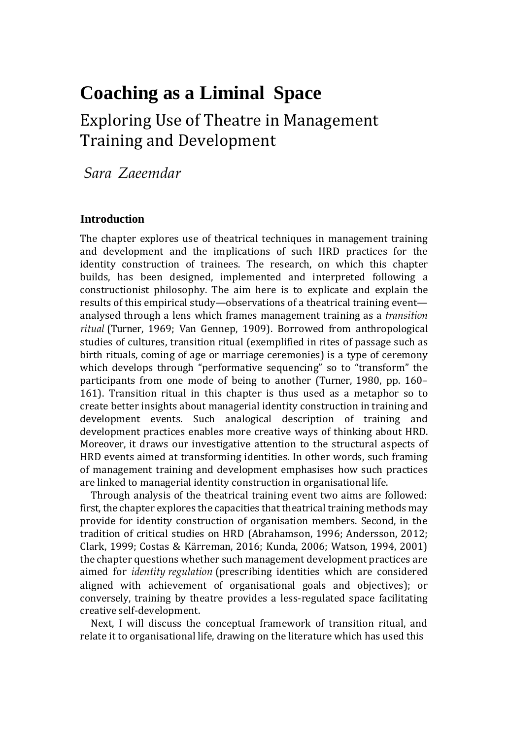# Coaching as a Liminal Space

## Exploring Use of Theatre in Management Training and Development

*Sara Zaeemdar*

### Introduction

The chapter explores use of theatrical techniques in management training and development and the implications of such HRD practices for the identity construction of trainees. The research, on which this chapter builds, has been designed, implemented and interpreted following a constructionist philosophy. The aim here is to explicate and explain the results of this empirical study—observations of a theatrical training event—analysed through a lens which frames management training as a *transition ritual* (Turner, 1969; Van Gennep, 1909). Borrowed from anthropological studies of cultures, transition ritual (exemplified in rites of passage such as birth rituals, coming of age or marriage ceremonies) is a type of ceremony which develops through "performative sequencing" so to "transform" the participants from one mode of being to another (Turner, 1980, pp. 160–161). Transition ritual in this chapter is thus used as a metaphor so to create better insights about managerial identity construction in training and development events. Such analogical description of training and development practices enables more creative ways of thinking about HRD. Moreover, it draws our investigative attention to the structural aspects of HRD events aimed at transforming identities. In other words, such framing of management training and development emphasises how such practices are linked to managerial identity construction in organisational life.

Through analysis of the theatrical training event two aims are followed: first, the chapter explores the capacities that theatrical training methods may provide for identity construction of organisation members. Second, in the tradition of critical studies on HRD (Abrahamson, 1996; Andersson, 2012; Clark, 1999; Costas & Kärreman, 2016; Kunda, 2006; Watson, 1994, 2001) the chapter questions whether such management development practices are aimed for *identity regulation* (prescribing identities which are considered aligned with achievement of organisational goals and objectives); or conversely, training by theatre provides a less-regulated space facilitating creative self-development.

Next, I will discuss the conceptual framework of transition ritual, and relate it to organisational life, drawing on the literature which has used this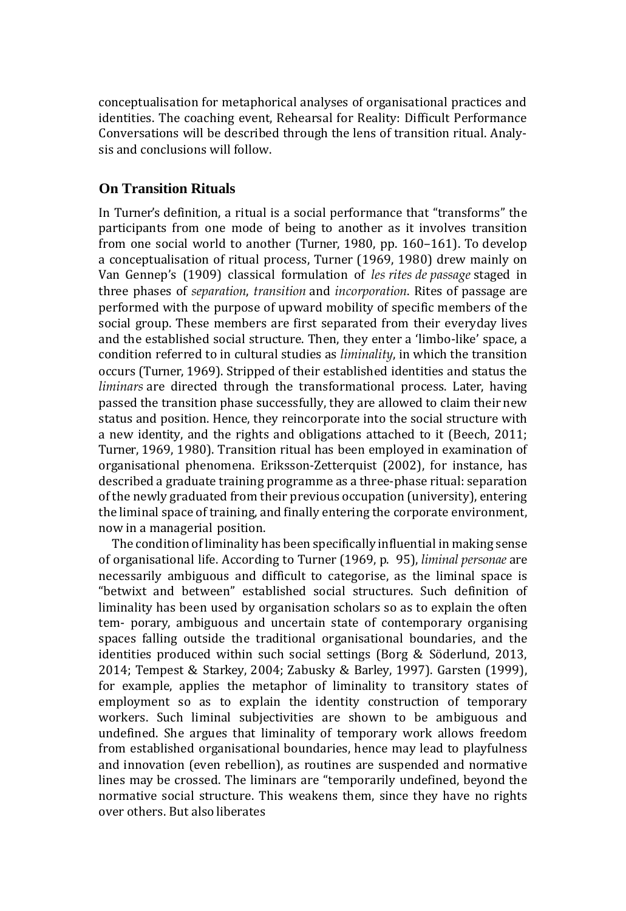conceptualisation for metaphorical analyses of organisational practices and identities. The coaching event, Rehearsal for Reality: Difficult Performance Conversations will be described through the lens of transition ritual. Analysis and conclusions will follow.

## On Transition Rituals

In Turner's definition, a ritual is a social performance that "transforms" the participants from one mode of being to another as it involves transition from one social world to another (Turner, 1980, pp. 160–161). To develop a conceptualisation of ritual process, Turner (1969, 1980) drew mainly on Van Gennep's (1909) classical formulation of *les rites de passage* staged in three phases of *separation*, *transition* and *incorporation*. Rites of passage are performed with the purpose of upward mobility of specific members of the social group. These members are first separated from their everyday lives and the established social structure. Then, they enter a 'limbo-like' space, a condition referred to in cultural studies as *liminality*, in which the transition occurs (Turner, 1969). Stripped of their established identities and status the *liminars* are directed through the transformational process. Later, having passed the transition phase successfully, they are allowed to claim their new status and position. Hence, they reincorporate into the social structure with a new identity, and the rights and obligations attached to it (Beech, 2011; Turner, 1969, 1980). Transition ritual has been employed in examination of organisational phenomena. Eriksson-Zetterquist (2002), for instance, has described a graduate training programme as a three-phase ritual: separation of the newly graduated from their previous occupation (university), entering the liminal space of training, and finally entering the corporate environment, now in a managerial position.

The condition of liminality has been specifically influential in making sense of organisational life. According to Turner (1969, p. 95), *liminal personae* are necessarily ambiguous and difficult to categorise, as the liminal space is "betwixt and between" established social structures. Such definition of liminality has been used by organisation scholars so as to explain the often temporary, ambiguous and uncertain state of contemporary organising spaces falling outside the traditional organisational boundaries, and the identities produced within such social settings (Borg & Söderlund, 2013, 2014; Tempest & Starkey, 2004; Zabusky & Barley, 1997). Garsten (1999), for example, applies the metaphor of liminality to transitory states of employment so as to explain the identity construction of temporary workers. Such liminal subjectivities are shown to be ambiguous and undefined. She argues that liminality of temporary work allows freedom from established organisational boundaries, hence may lead to playfulness and innovation (even rebellion), as routines are suspended and normative lines may be crossed. The liminars are "temporarily undefined, beyond the normative social structure. This weakens them, since they have no rights over others. But also liberates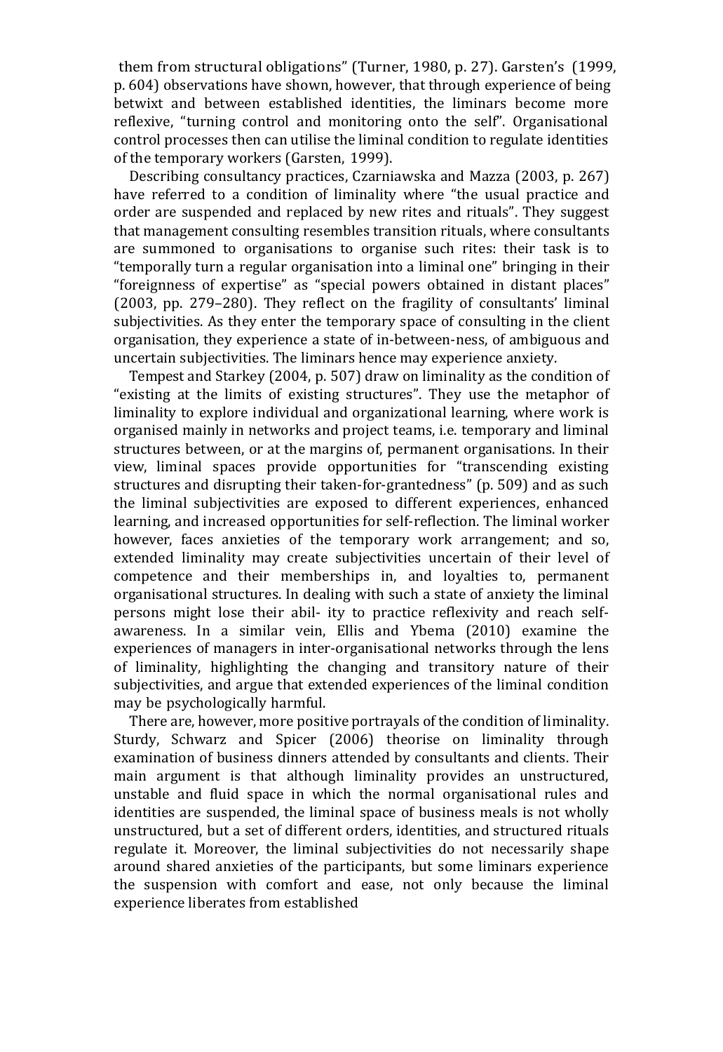them from structural obligations" (Turner, 1980, p. 27). Garsten's (1999, p. 604) observations have shown, however, that through experience of being betwixt and between established identities, the liminars become more reflexive, "turning control and monitoring onto the self". Organisational control processes then can utilise the liminal condition to regulate identities of the temporary workers (Garsten, 1999).

Describing consultancy practices, Czarniawska and Mazza (2003, p. 267) have referred to a condition of liminality where "the usual practice and order are suspended and replaced by new rites and rituals". They suggest that management consulting resembles transition rituals, where consultants are summoned to organisations to organise such rites: their task is to "temporally turn a regular organisation into a liminal one" bringing in their "foreignness of expertise" as "special powers obtained in distant places" (2003, pp. 279–280). They reflect on the fragility of consultants' liminal subjectivities. As they enter the temporary space of consulting in the client organisation, they experience a state of in-between-ness, of ambiguous and uncertain subjectivities. The liminars hence may experience anxiety.

Tempest and Starkey (2004, p. 507) draw on liminality as the condition of "existing at the limits of existing structures". They use the metaphor of liminality to explore individual and organizational learning, where work is organised mainly in networks and project teams, i.e. temporary and liminal structures between, or at the margins of, permanent organisations. In their view, liminal spaces provide opportunities for "transcending existing structures and disrupting their taken-for-grantedness" (p. 509) and as such the liminal subjectivities are exposed to different experiences, enhanced learning, and increased opportunities for self-reflection. The liminal worker however, faces anxieties of the temporary work arrangement; and so, extended liminality may create subjectivities uncertain of their level of competence and their memberships in, and loyalties to, permanent organisational structures. In dealing with such a state of anxiety the liminal persons might lose their abil- ity to practice reflexivity and reach self-awareness. In a similar vein, Ellis and Ybema (2010) examine the experiences of managers in inter-organisational networks through the lens of liminality, highlighting the changing and transitory nature of their subjectivities, and argue that extended experiences of the liminal condition may be psychologically harmful.

There are, however, more positive portrayals of the condition of liminality. Sturdy, Schwarz and Spicer (2006) theorise on liminality through examination of business dinners attended by consultants and clients. Their main argument is that although liminality provides an unstructured, unstable and fluid space in which the normal organisational rules and identities are suspended, the liminal space of business meals is not wholly unstructured, but a set of different orders, identities, and structured rituals regulate it. Moreover, the liminal subjectivities do not necessarily shape around shared anxieties of the participants, but some liminars experience the suspension with comfort and ease, not only because the liminal experience liberates from established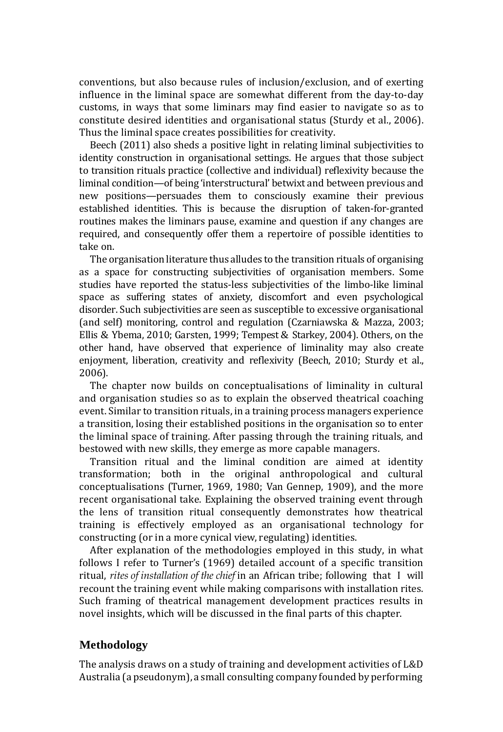conventions, but also because rules of inclusion/exclusion, and of exerting influence in the liminal space are somewhat different from the day-to-day customs, in ways that some liminars may find easier to navigate so as to constitute desired identities and organisational status (Sturdy et al., 2006). Thus the liminal space creates possibilities for creativity.

Beech (2011) also sheds a positive light in relating liminal subjectivities to identity construction in organisational settings. He argues that those subject to transition rituals practice (collective and individual) reflexivity because the liminal condition—of being 'interstructural' betwixt and between previous and new positions—persuades them to consciously examine their previous established identities. This is because the disruption of taken-for-granted routines makes the liminars pause, examine and question if any changes are required, and consequently offer them a repertoire of possible identities to take on.

The organisation literature thus alludes to the transition rituals of organising as a space for constructing subjectivities of organisation members. Some studies have reported the status-less subjectivities of the limbo-like liminal space as suffering states of anxiety, discomfort and even psychological disorder. Such subjectivities are seen as susceptible to excessive organisational (and self) monitoring, control and regulation (Czarniawska & Mazza, 2003; Ellis & Ybema, 2010; Garsten, 1999; Tempest & Starkey, 2004). Others, on the other hand, have observed that experience of liminality may also create enjoyment, liberation, creativity and reflexivity (Beech, 2010; Sturdy et al., 2006).

The chapter now builds on conceptualisations of liminality in cultural and organisation studies so as to explain the observed theatrical coaching event. Similar to transition rituals, in a training process managers experience a transition, losing their established positions in the organisation so to enter the liminal space of training. After passing through the training rituals, and bestowed with new skills, they emerge as more capable managers.

Transition ritual and the liminal condition are aimed at identity transformation; both in the original anthropological and cultural conceptualisations (Turner, 1969, 1980; Van Gennep, 1909), and the more recent organisational take. Explaining the observed training event through the lens of transition ritual consequently demonstrates how theatrical training is effectively employed as an organisational technology for constructing (or in a more cynical view, regulating) identities.

After explanation of the methodologies employed in this study, in what follows I refer to Turner's (1969) detailed account of a specific transition ritual, *rites of installation of the chief* in an African tribe; following that I will recount the training event while making comparisons with installation rites. Such framing of theatrical management development practices results in novel insights, which will be discussed in the final parts of this chapter.

## Methodology

The analysis draws on a study of training and development activities of L&D Australia (a pseudonym), a small consulting company founded by performing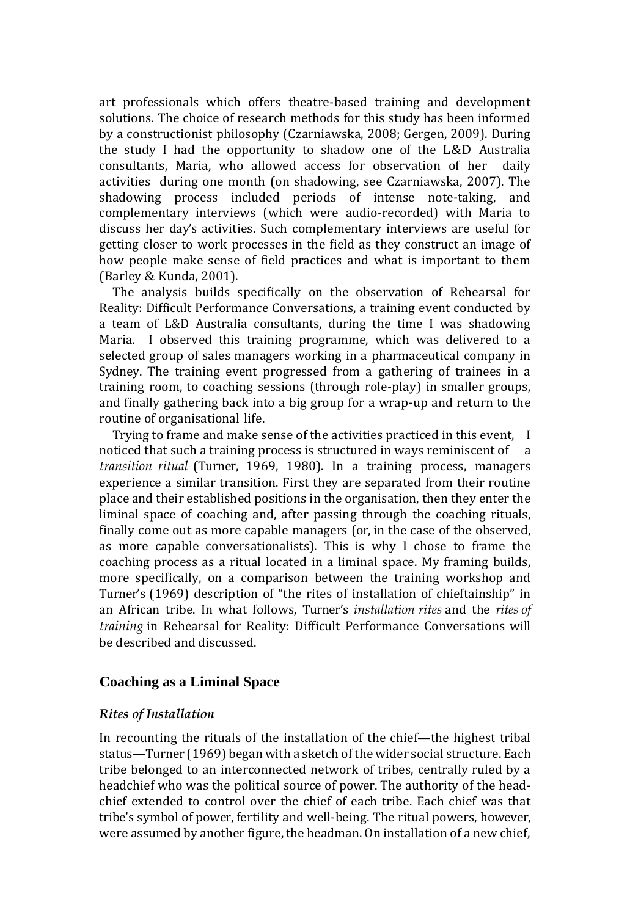art professionals which offers theatre-based training and development solutions. The choice of research methods for this study has been informed by a constructionist philosophy (Czarniawska, 2008; Gergen, 2009). During the study I had the opportunity to shadow one of the L&D Australia consultants, Maria, who allowed access for observation of her daily activities during one month (on shadowing, see Czarniawska, 2007). The shadowing process included periods of intense note-taking, and complementary interviews (which were audio-recorded) with Maria to discuss her day's activities. Such complementary interviews are useful for getting closer to work processes in the field as they construct an image of how people make sense of field practices and what is important to them (Barley & Kunda, 2001).

The analysis builds specifically on the observation of Rehearsal for Reality: Difficult Performance Conversations, a training event conducted by a team of L&D Australia consultants, during the time I was shadowing Maria. I observed this training programme, which was delivered to a selected group of sales managers working in a pharmaceutical company in Sydney. The training event progressed from a gathering of trainees in a training room, to coaching sessions (through role-play) in smaller groups, and finally gathering back into a big group for a wrap-up and return to the routine of organisational life.

Trying to frame and make sense of the activities practiced in this event, I noticed that such a training process is structured in ways reminiscent of a *transition ritual* (Turner, 1969, 1980). In a training process, managers experience a similar transition. First they are separated from their routine place and their established positions in the organisation, then they enter the liminal space of coaching and, after passing through the coaching rituals, finally come out as more capable managers (or, in the case of the observed, as more capable conversationalists). This is why I chose to frame the coaching process as a ritual located in a liminal space. My framing builds, more specifically, on a comparison between the training workshop and Turner's (1969) description of "the rites of installation of chieftainship" in an African tribe. In what follows, Turner's *installation rites* and the *rites of training* in Rehearsal for Reality: Difficult Performance Conversations will be described and discussed.

## Coaching as a Liminal Space

### *Rites of Installation*

In recounting the rituals of the installation of the chief—the highest tribal status—Turner (1969) began with a sketch of the wider social structure. Each tribe belonged to an interconnected network of tribes, centrally ruled by a headchief who was the political source of power. The authority of the head-chief extended to control over the chief of each tribe. Each chief was that tribe's symbol of power, fertility and well-being. The ritual powers, however, were assumed by another figure, the headman. On installation of a new chief,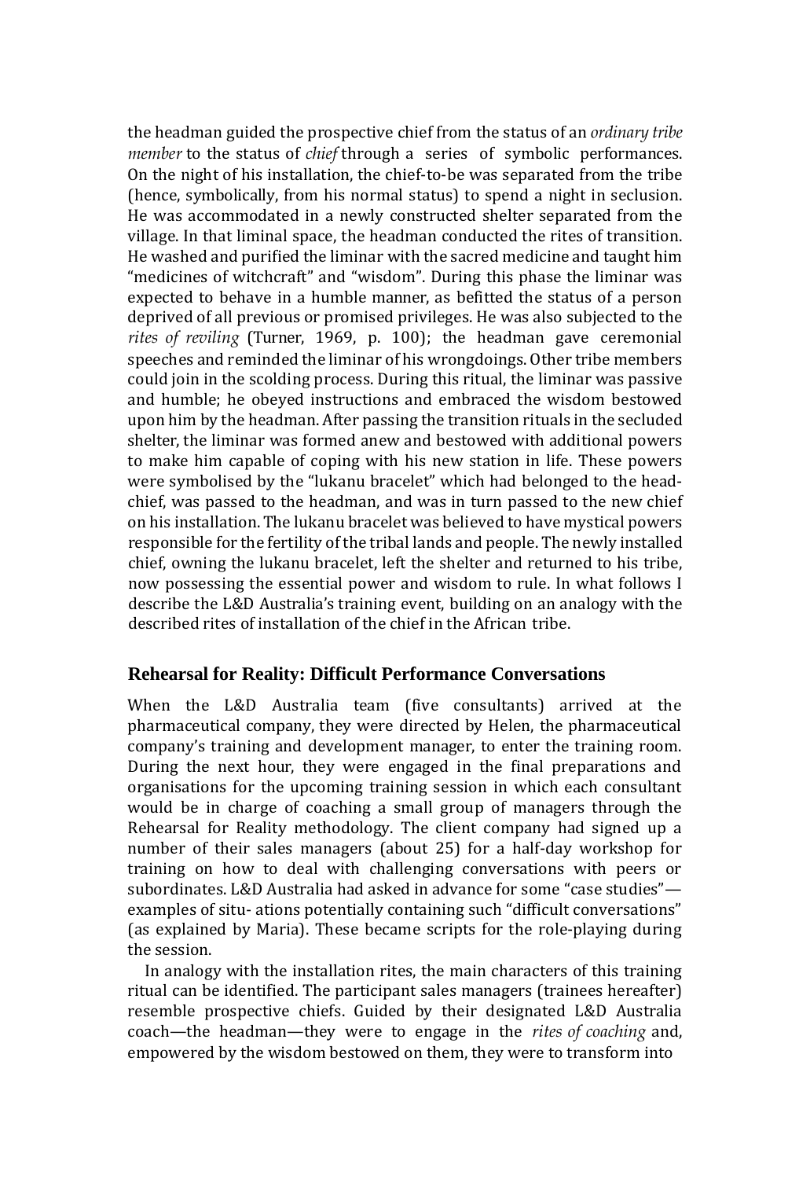the headman guided the prospective chief from the status of an *ordinary tribe member* to the status of *chief* through a series of symbolic performances. On the night of his installation, the chief-to-be was separated from the tribe (hence, symbolically, from his normal status) to spend a night in seclusion. He was accommodated in a newly constructed shelter separated from the village. In that liminal space, the headman conducted the rites of transition. He washed and purified the liminar with the sacred medicine and taught him "medicines of witchcraft" and "wisdom". During this phase the liminar was expected to behave in a humble manner, as befitted the status of a person deprived of all previous or promised privileges. He was also subjected to the *rites of reviling* (Turner, 1969, p. 100); the headman gave ceremonial speeches and reminded the liminar of his wrongdoings. Other tribe members could join in the scolding process. During this ritual, the liminar was passive and humble; he obeyed instructions and embraced the wisdom bestowed upon him by the headman. After passing the transition rituals in the secluded shelter, the liminar was formed anew and bestowed with additional powers to make him capable of coping with his new station in life. These powers were symbolised by the "lukanu bracelet" which had belonged to the head-chief, was passed to the headman, and was in turn passed to the new chief on his installation. The lukanu bracelet was believed to have mystical powers responsible for the fertility of the tribal lands and people. The newly installed chief, owning the lukanu bracelet, left the shelter and returned to his tribe, now possessing the essential power and wisdom to rule. In what follows I describe the L&D Australia's training event, building on an analogy with the described rites of installation of the chief in the African tribe.

## Rehearsal for Reality: Difficult Performance Conversations

When the L&D Australia team (five consultants) arrived at the pharmaceutical company, they were directed by Helen, the pharmaceutical company's training and development manager, to enter the training room. During the next hour, they were engaged in the final preparations and organisations for the upcoming training session in which each consultant would be in charge of coaching a small group of managers through the Rehearsal for Reality methodology. The client company had signed up a number of their sales managers (about 25) for a half-day workshop for training on how to deal with challenging conversations with peers or subordinates. L&D Australia had asked in advance for some "case studies"—examples of situ- ations potentially containing such "difficult conversations" (as explained by Maria). These became scripts for the role-playing during the session.

In analogy with the installation rites, the main characters of this training ritual can be identified. The participant sales managers (trainees hereafter) resemble prospective chiefs. Guided by their designated L&D Australia coach—the headman—they were to engage in the *rites of coaching* and, empowered by the wisdom bestowed on them, they were to transform into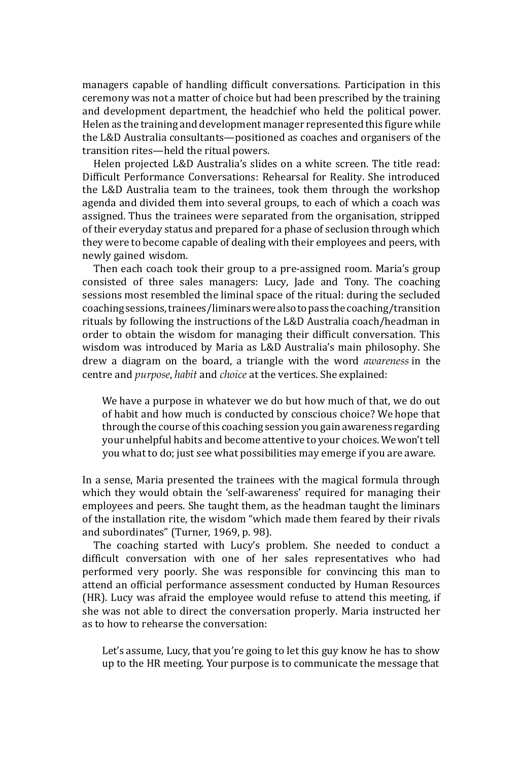managers capable of handling difficult conversations. Participation in this ceremony was not a matter of choice but had been prescribed by the training and development department, the headchief who held the political power. Helen as the training and development manager represented this figure while the L&D Australia consultants—positioned as coaches and organisers of the transition rites—held the ritual powers.

Helen projected L&D Australia's slides on a white screen. The title read: Difficult Performance Conversations: Rehearsal for Reality. She introduced the L&D Australia team to the trainees, took them through the workshop agenda and divided them into several groups, to each of which a coach was assigned. Thus the trainees were separated from the organisation, stripped of their everyday status and prepared for a phase of seclusion through which they were to become capable of dealing with their employees and peers, with newly gained wisdom.

Then each coach took their group to a pre-assigned room. Maria's group consisted of three sales managers: Lucy, Jade and Tony. The coaching sessions most resembled the liminal space of the ritual: during the secluded coaching sessions, trainees/liminars were also to pass the coaching/transition rituals by following the instructions of the L&D Australia coach/headman in order to obtain the wisdom for managing their difficult conversation. This wisdom was introduced by Maria as L&D Australia's main philosophy. She drew a diagram on the board, a triangle with the word *awareness* in the centre and *purpose*, *habit* and *choice* at the vertices. She explained:

> We have a purpose in whatever we do but how much of that, we do out of habit and how much is conducted by conscious choice? We hope that through the course of this coaching session you gain awareness regarding your unhelpful habits and become attentive to your choices. We won't tell you what to do; just see what possibilities may emerge if you are aware.

In a sense, Maria presented the trainees with the magical formula through which they would obtain the 'self-awareness' required for managing their employees and peers. She taught them, as the headman taught the liminars of the installation rite, the wisdom "which made them feared by their rivals and subordinates" (Turner, 1969, p. 98).

The coaching started with Lucy's problem. She needed to conduct a difficult conversation with one of her sales representatives who had performed very poorly. She was responsible for convincing this man to attend an official performance assessment conducted by Human Resources (HR). Lucy was afraid the employee would refuse to attend this meeting, if she was not able to direct the conversation properly. Maria instructed her as to how to rehearse the conversation:

> Let's assume, Lucy, that you're going to let this guy know he has to show up to the HR meeting. Your purpose is to communicate the message that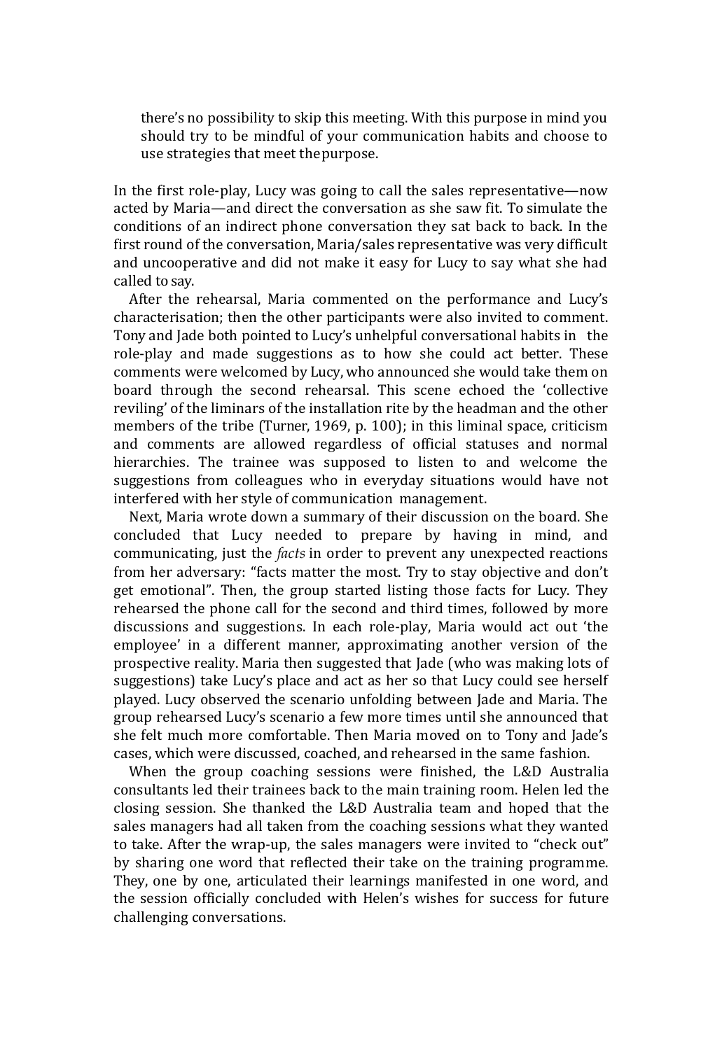there's no possibility to skip this meeting. With this purpose in mind you should try to be mindful of your communication habits and choose to use strategies that meet thepurpose.

In the first role-play, Lucy was going to call the sales representative—now acted by Maria—and direct the conversation as she saw fit. To simulate the conditions of an indirect phone conversation they sat back to back. In the first round of the conversation, Maria/sales representative was very difficult and uncooperative and did not make it easy for Lucy to say what she had called to say.

After the rehearsal, Maria commented on the performance and Lucy's characterisation; then the other participants were also invited to comment. Tony and Jade both pointed to Lucy's unhelpful conversational habits in the role-play and made suggestions as to how she could act better. These comments were welcomed by Lucy, who announced she would take them on board through the second rehearsal. This scene echoed the 'collective reviling' of the liminars of the installation rite by the headman and the other members of the tribe (Turner, 1969, p. 100); in this liminal space, criticism and comments are allowed regardless of official statuses and normal hierarchies. The trainee was supposed to listen to and welcome the suggestions from colleagues who in everyday situations would have not interfered with her style of communication management.

Next, Maria wrote down a summary of their discussion on the board. She concluded that Lucy needed to prepare by having in mind, and communicating, just the *facts* in order to prevent any unexpected reactions from her adversary: "facts matter the most. Try to stay objective and don't get emotional". Then, the group started listing those facts for Lucy. They rehearsed the phone call for the second and third times, followed by more discussions and suggestions. In each role-play, Maria would act out 'the employee' in a different manner, approximating another version of the prospective reality. Maria then suggested that Jade (who was making lots of suggestions) take Lucy's place and act as her so that Lucy could see herself played. Lucy observed the scenario unfolding between Jade and Maria. The group rehearsed Lucy's scenario a few more times until she announced that she felt much more comfortable. Then Maria moved on to Tony and Jade's cases, which were discussed, coached, and rehearsed in the same fashion.

When the group coaching sessions were finished, the L&D Australia consultants led their trainees back to the main training room. Helen led the closing session. She thanked the L&D Australia team and hoped that the sales managers had all taken from the coaching sessions what they wanted to take. After the wrap-up, the sales managers were invited to "check out" by sharing one word that reflected their take on the training programme. They, one by one, articulated their learnings manifested in one word, and the session officially concluded with Helen's wishes for success for future challenging conversations.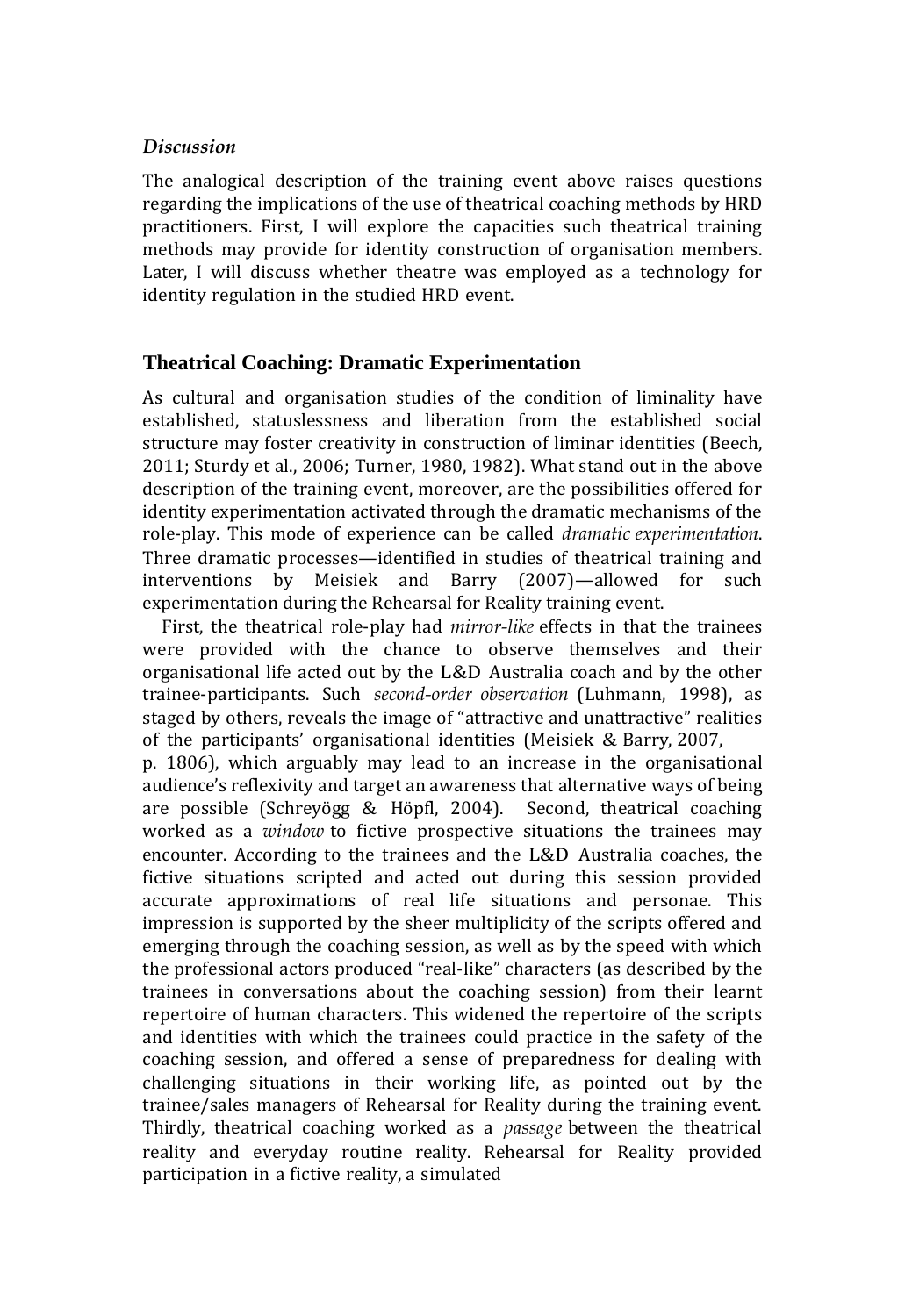*Discussion*

The analogical description of the training event above raises questions regarding the implications of the use of theatrical coaching methods by HRD practitioners. First, I will explore the capacities such theatrical training methods may provide for identity construction of organisation members. Later, I will discuss whether theatre was employed as a technology for identity regulation in the studied HRD event.

## Theatrical Coaching: Dramatic Experimentation

As cultural and organisation studies of the condition of liminality have established, statuslessness and liberation from the established social structure may foster creativity in construction of liminar identities (Beech, 2011; Sturdy et al., 2006; Turner, 1980, 1982). What stand out in the above description of the training event, moreover, are the possibilities offered for identity experimentation activated through the dramatic mechanisms of the role-play. This mode of experience can be called *dramatic experimentation*. Three dramatic processes—identified in studies of theatrical training and interventions by Meisiek and Barry (2007)—allowed for such experimentation during the Rehearsal for Reality training event.

First, the theatrical role-play had *mirror-like* effects in that the trainees were provided with the chance to observe themselves and their organisational life acted out by the L&D Australia coach and by the other trainee-participants. Such *second-order observation* (Luhmann, 1998), as staged by others, reveals the image of "attractive and unattractive" realities of the participants' organisational identities (Meisiek & Barry, 2007, p. 1806), which arguably may lead to an increase in the organisational audience's reflexivity and target an awareness that alternative ways of being are possible (Schreyögg & Höpfl, 2004). Second, theatrical coaching worked as a *window* to fictive prospective situations the trainees may encounter. According to the trainees and the L&D Australia coaches, the fictive situations scripted and acted out during this session provided accurate approximations of real life situations and personae. This impression is supported by the sheer multiplicity of the scripts offered and emerging through the coaching session, as well as by the speed with which the professional actors produced "real-like" characters (as described by the trainees in conversations about the coaching session) from their learnt repertoire of human characters. This widened the repertoire of the scripts and identities with which the trainees could practice in the safety of the coaching session, and offered a sense of preparedness for dealing with challenging situations in their working life, as pointed out by the trainee/sales managers of Rehearsal for Reality during the training event. Thirdly, theatrical coaching worked as a *passage* between the theatrical reality and everyday routine reality. Rehearsal for Reality provided participation in a fictive reality, a simulated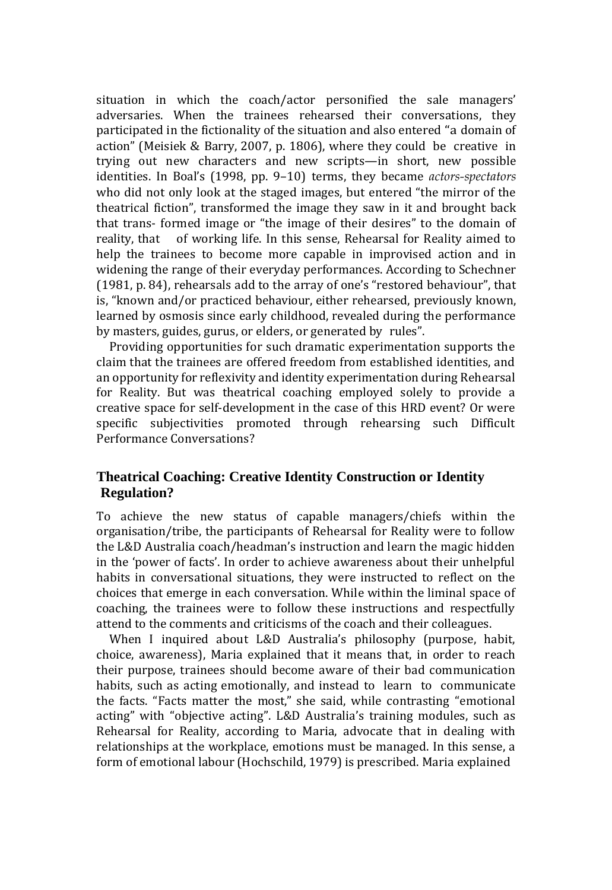situation in which the coach/actor personified the sale managers' adversaries. When the trainees rehearsed their conversations, they participated in the fictionality of the situation and also entered "a domain of action" (Meisiek & Barry, 2007, p. 1806), where they could be creative in trying out new characters and new scripts—in short, new possible identities. In Boal's (1998, pp. 9–10) terms, they became *actors-spectators* who did not only look at the staged images, but entered "the mirror of the theatrical fiction", transformed the image they saw in it and brought back that trans- formed image or "the image of their desires" to the domain of reality, that of working life. In this sense, Rehearsal for Reality aimed to help the trainees to become more capable in improvised action and in widening the range of their everyday performances. According to Schechner (1981, p. 84), rehearsals add to the array of one's "restored behaviour", that is, "known and/or practiced behaviour, either rehearsed, previously known, learned by osmosis since early childhood, revealed during the performance by masters, guides, gurus, or elders, or generated by rules".

Providing opportunities for such dramatic experimentation supports the claim that the trainees are offered freedom from established identities, and an opportunity for reflexivity and identity experimentation during Rehearsal for Reality. But was theatrical coaching employed solely to provide a creative space for self-development in the case of this HRD event? Or were specific subjectivities promoted through rehearsing such Difficult Performance Conversations?

## Theatrical Coaching: Creative Identity Construction or Identity Regulation?

To achieve the new status of capable managers/chiefs within the organisation/tribe, the participants of Rehearsal for Reality were to follow the L&D Australia coach/headman's instruction and learn the magic hidden in the 'power of facts'. In order to achieve awareness about their unhelpful habits in conversational situations, they were instructed to reflect on the choices that emerge in each conversation. While within the liminal space of coaching, the trainees were to follow these instructions and respectfully attend to the comments and criticisms of the coach and their colleagues.

When I inquired about L&D Australia's philosophy (purpose, habit, choice, awareness), Maria explained that it means that, in order to reach their purpose, trainees should become aware of their bad communication habits, such as acting emotionally, and instead to learn to communicate the facts. "Facts matter the most," she said, while contrasting "emotional acting" with "objective acting". L&D Australia's training modules, such as Rehearsal for Reality, according to Maria, advocate that in dealing with relationships at the workplace, emotions must be managed. In this sense, a form of emotional labour (Hochschild, 1979) is prescribed. Maria explained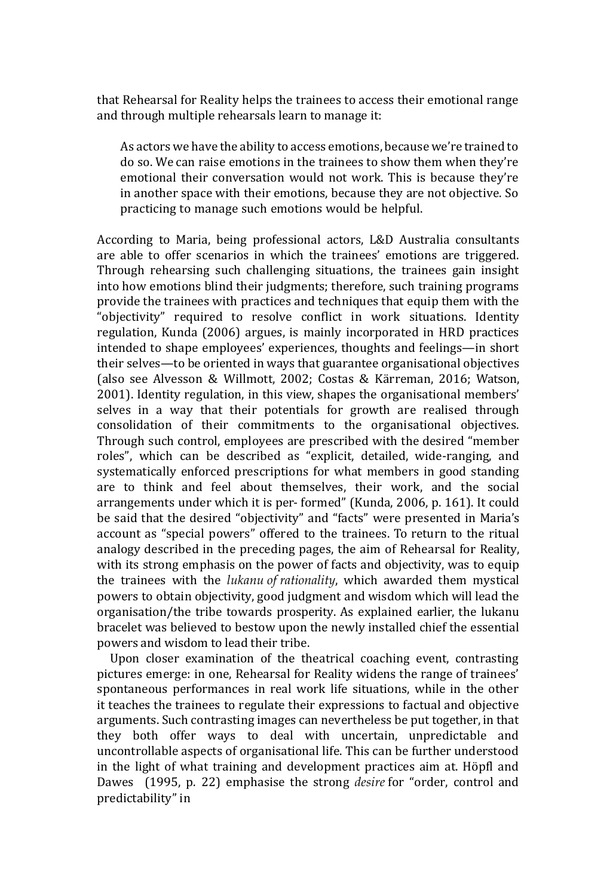that Rehearsal for Reality helps the trainees to access their emotional range and through multiple rehearsals learn to manage it:

> As actors we have the ability to access emotions, because we're trained to do so. We can raise emotions in the trainees to show them when they're emotional their conversation would not work. This is because they're in another space with their emotions, because they are not objective. So practicing to manage such emotions would be helpful.

According to Maria, being professional actors, L&D Australia consultants are able to offer scenarios in which the trainees' emotions are triggered. Through rehearsing such challenging situations, the trainees gain insight into how emotions blind their judgments; therefore, such training programs provide the trainees with practices and techniques that equip them with the "objectivity" required to resolve conflict in work situations. Identity regulation, Kunda (2006) argues, is mainly incorporated in HRD practices intended to shape employees' experiences, thoughts and feelings—in short their selves—to be oriented in ways that guarantee organisational objectives (also see Alvesson & Willmott, 2002; Costas & Kärreman, 2016; Watson, 2001). Identity regulation, in this view, shapes the organisational members' selves in a way that their potentials for growth are realised through consolidation of their commitments to the organisational objectives. Through such control, employees are prescribed with the desired "member roles", which can be described as "explicit, detailed, wide-ranging, and systematically enforced prescriptions for what members in good standing are to think and feel about themselves, their work, and the social arrangements under which it is per- formed" (Kunda, 2006, p. 161). It could be said that the desired "objectivity" and "facts" were presented in Maria's account as "special powers" offered to the trainees. To return to the ritual analogy described in the preceding pages, the aim of Rehearsal for Reality, with its strong emphasis on the power of facts and objectivity, was to equip the trainees with the *lukanu of rationality*, which awarded them mystical powers to obtain objectivity, good judgment and wisdom which will lead the organisation/the tribe towards prosperity. As explained earlier, the lukanu bracelet was believed to bestow upon the newly installed chief the essential powers and wisdom to lead their tribe.

Upon closer examination of the theatrical coaching event, contrasting pictures emerge: in one, Rehearsal for Reality widens the range of trainees' spontaneous performances in real work life situations, while in the other it teaches the trainees to regulate their expressions to factual and objective arguments. Such contrasting images can nevertheless be put together, in that they both offer ways to deal with uncertain, unpredictable and uncontrollable aspects of organisational life. This can be further understood in the light of what training and development practices aim at. Höpfl and Dawes (1995, p. 22) emphasise the strong *desire* for "order, control and predictability" in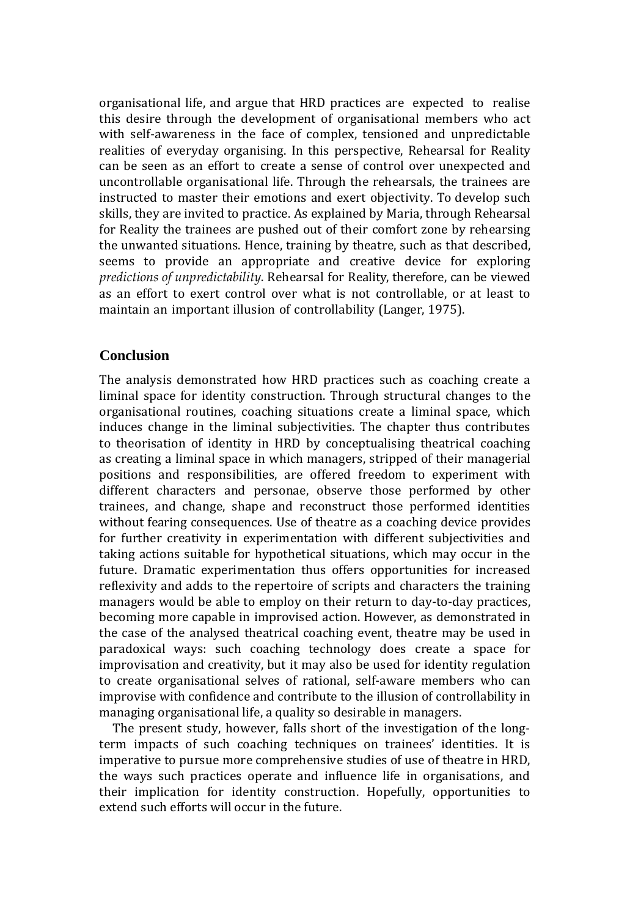organisational life, and argue that HRD practices are expected to realise this desire through the development of organisational members who act with self-awareness in the face of complex, tensioned and unpredictable realities of everyday organising. In this perspective, Rehearsal for Reality can be seen as an effort to create a sense of control over unexpected and uncontrollable organisational life. Through the rehearsals, the trainees are instructed to master their emotions and exert objectivity. To develop such skills, they are invited to practice. As explained by Maria, through Rehearsal for Reality the trainees are pushed out of their comfort zone by rehearsing the unwanted situations. Hence, training by theatre, such as that described, seems to provide an appropriate and creative device for exploring *predictions of unpredictability*. Rehearsal for Reality, therefore, can be viewed as an effort to exert control over what is not controllable, or at least to maintain an important illusion of controllability (Langer, 1975).

## Conclusion

The analysis demonstrated how HRD practices such as coaching create a liminal space for identity construction. Through structural changes to the organisational routines, coaching situations create a liminal space, which induces change in the liminal subjectivities. The chapter thus contributes to theorisation of identity in HRD by conceptualising theatrical coaching as creating a liminal space in which managers, stripped of their managerial positions and responsibilities, are offered freedom to experiment with different characters and personae, observe those performed by other trainees, and change, shape and reconstruct those performed identities without fearing consequences. Use of theatre as a coaching device provides for further creativity in experimentation with different subjectivities and taking actions suitable for hypothetical situations, which may occur in the future. Dramatic experimentation thus offers opportunities for increased reflexivity and adds to the repertoire of scripts and characters the training managers would be able to employ on their return to day-to-day practices, becoming more capable in improvised action. However, as demonstrated in the case of the analysed theatrical coaching event, theatre may be used in paradoxical ways: such coaching technology does create a space for improvisation and creativity, but it may also be used for identity regulation to create organisational selves of rational, self-aware members who can improvise with confidence and contribute to the illusion of controllability in managing organisational life, a quality so desirable in managers.

The present study, however, falls short of the investigation of the long-term impacts of such coaching techniques on trainees' identities. It is imperative to pursue more comprehensive studies of use of theatre in HRD, the ways such practices operate and influence life in organisations, and their implication for identity construction. Hopefully, opportunities to extend such efforts will occur in the future.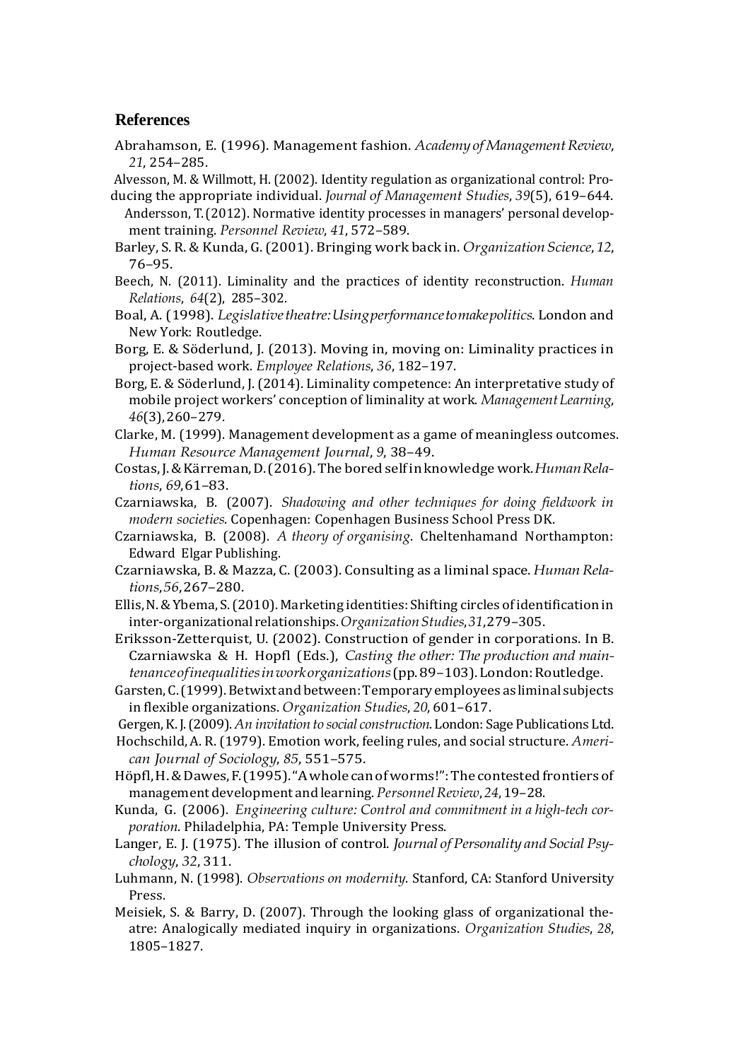## References

Abrahamson, E. (1996). Management fashion. *Academy of Management Review*, *21*, 254–285.

Alvesson, M. & Willmott, H. (2002). Identity regulation as organizational control: Producing the appropriate individual. *Journal of Management Studies*, *39*(5), 619–644.

Andersson, T. (2012). Normative identity processes in managers' personal development training. *Personnel Review*, *41*, 572–589.

Barley, S. R. & Kunda, G. (2001). Bringing work back in. *Organization Science*, *12*, 76–95.

Beech, N. (2011). Liminality and the practices of identity reconstruction. *Human Relations*, *64*(2), 285–302.

Boal, A. (1998). *Legislative theatre: Using performance to make politics*. London and New York: Routledge.

Borg, E. & Söderlund, J. (2013). Moving in, moving on: Liminality practices in project-based work. *Employee Relations*, *36*, 182–197.

Borg, E. & Söderlund, J. (2014). Liminality competence: An interpretative study of mobile project workers' conception of liminality at work. *Management Learning*, *46*(3), 260–279.

Clarke, M. (1999). Management development as a game of meaningless outcomes. *Human Resource Management Journal*, *9*, 38–49.

Costas, J. & Kärreman, D. (2016). The bored self in knowledge work. *Human Relations*, *69*, 61–83.

Czarniawska, B. (2007). *Shadowing and other techniques for doing fieldwork in modern societies*. Copenhagen: Copenhagen Business School Press DK.

Czarniawska, B. (2008). *A theory of organising*. Cheltenhamand Northampton: Edward Elgar Publishing.

Czarniawska, B. & Mazza, C. (2003). Consulting as a liminal space. *Human Relations*, *56*, 267–280.

Ellis, N. & Ybema, S. (2010). Marketing identities: Shifting circles of identification in inter-organizational relationships. *Organization Studies*, *31*, 279–305.

Eriksson-Zetterquist, U. (2002). Construction of gender in corporations. In B. Czarniawska & H. Hopfl (Eds.), *Casting the other: The production and maintenance of inequalities in work organizations* (pp. 89–103). London: Routledge.

Garsten, C. (1999). Betwixt and between: Temporary employees as liminal subjects in flexible organizations. *Organization Studies*, *20*, 601–617.

Gergen, K. J. (2009). *An invitation to social construction*. London: Sage Publications Ltd.

Hochschild, A. R. (1979). Emotion work, feeling rules, and social structure. *American Journal of Sociology*, *85*, 551–575.

Höpfl, H. & Dawes, F. (1995). "A whole can of worms!": The contested frontiers of management development and learning. *Personnel Review*, *24*, 19–28.

Kunda, G. (2006). *Engineering culture: Control and commitment in a high-tech corporation*. Philadelphia, PA: Temple University Press.

Langer, E. J. (1975). The illusion of control. *Journal of Personality and Social Psychology*, *32*, 311.

Luhmann, N. (1998). *Observations on modernity*. Stanford, CA: Stanford University Press.

Meisiek, S. & Barry, D. (2007). Through the looking glass of organizational theatre: Analogically mediated inquiry in organizations. *Organization Studies*, *28*, 1805–1827.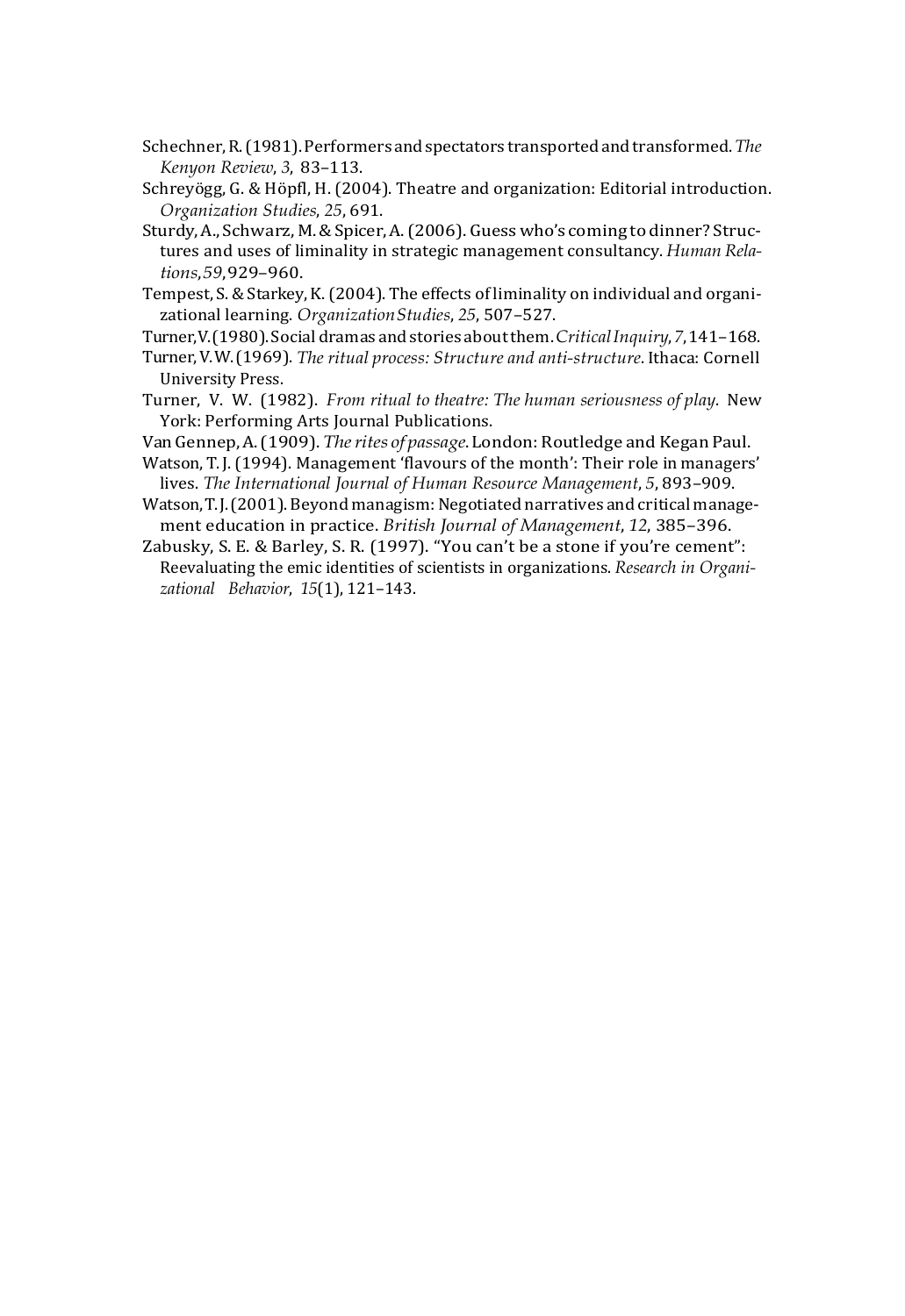Schechner, R. (1981). Performers and spectators transported and transformed. *The Kenyon Review*, *3*, 83–113.

Schreyögg, G. & Höpfl, H. (2004). Theatre and organization: Editorial introduction. *Organization Studies*, *25*, 691.

Sturdy, A., Schwarz, M. & Spicer, A. (2006). Guess who's coming to dinner? Structures and uses of liminality in strategic management consultancy. *Human Relations*, *59*, 929–960.

Tempest, S. & Starkey, K. (2004). The effects of liminality on individual and organizational learning. *Organization Studies*, *25*, 507–527.

Turner, V. (1980). Social dramas and stories about them. *Critical Inquiry*, *7*, 141–168.

Turner, V. W. (1969). *The ritual process: Structure and anti-structure*. Ithaca: Cornell University Press.

Turner, V. W. (1982). *From ritual to theatre: The human seriousness of play*. New York: Performing Arts Journal Publications.

Van Gennep, A. (1909). *The rites of passage*. London: Routledge and Kegan Paul.

Watson, T. J. (1994). Management 'flavours of the month': Their role in managers' lives. *The International Journal of Human Resource Management*, *5*, 893–909.

Watson, T. J. (2001). Beyond managism: Negotiated narratives and critical management education in practice. *British Journal of Management*, *12*, 385–396.

Zabusky, S. E. & Barley, S. R. (1997). "You can't be a stone if you're cement": Reevaluating the emic identities of scientists in organizations. *Research in Organizational Behavior*, *15*(1), 121–143.